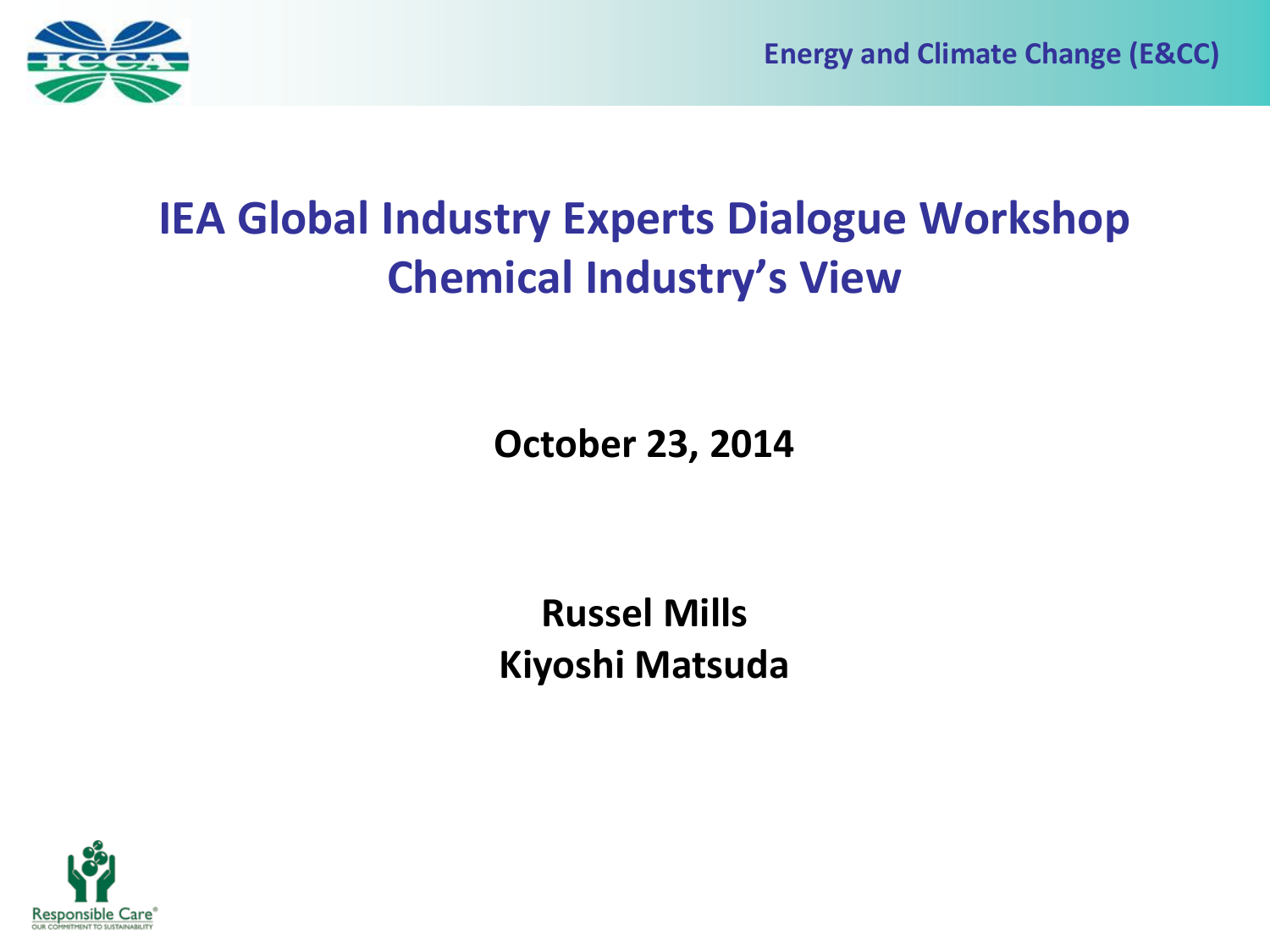Energy and Climate Change (E&CC)

# IEA Global Industry Experts Dialogue Workshop
# Chemical Industry's View

**October 23, 2014**

**Russel Mills**
**Kiyoshi Matsuda**

Responsible Care®
OUR COMMITMENT TO SUSTAINABILITY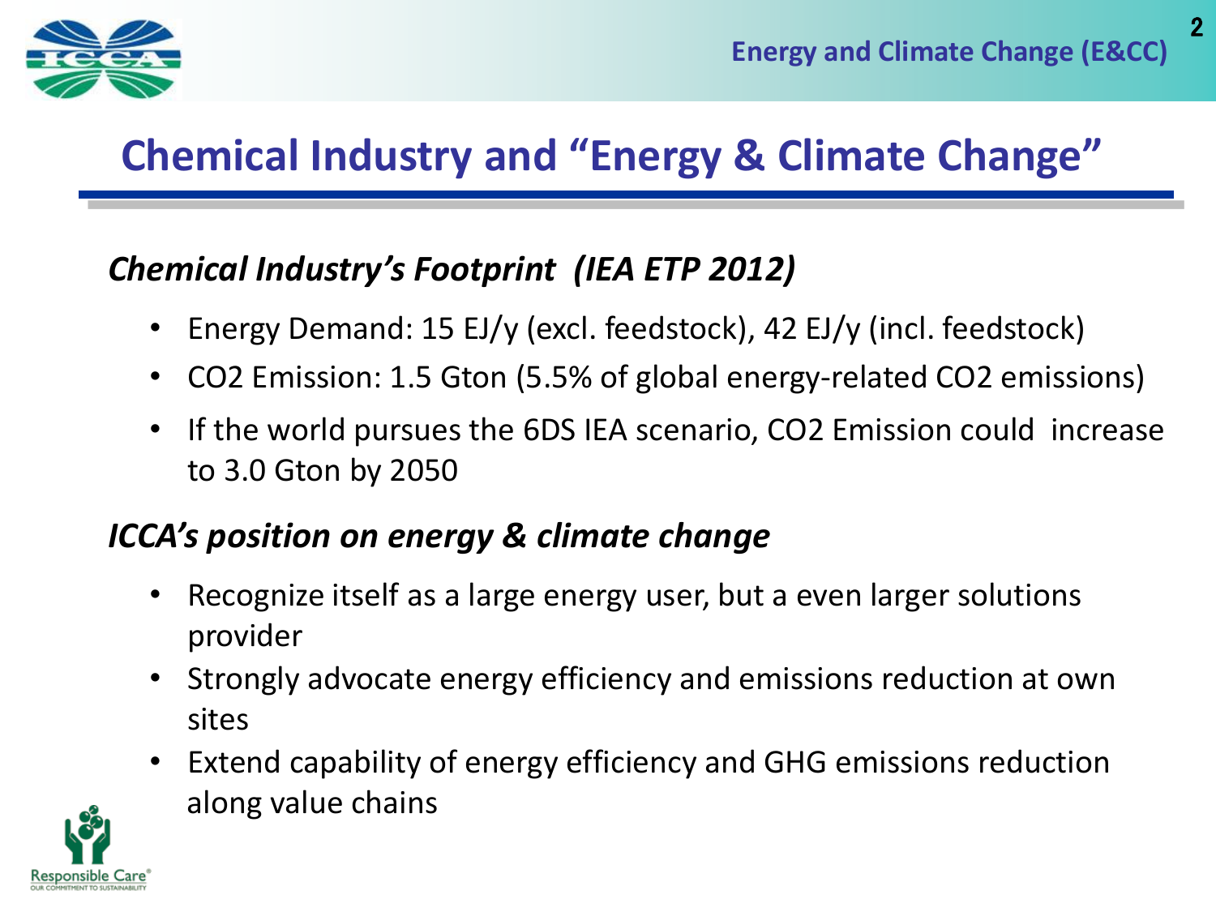# Chemical Industry and "Energy & Climate Change"

### *Chemical Industry's Footprint (IEA ETP 2012)*

- Energy Demand: 15 EJ/y (excl. feedstock), 42 EJ/y (incl. feedstock)
- $CO_2$ Emission: 1.5 Gton (5.5% of global energy-related $CO_2$ emissions)
- If the world pursues the 6DS IEA scenario, $CO_2$ Emission could increase to 3.0 Gton by 2050

### *ICCA's position on energy & climate change*

- Recognize itself as a large energy user, but a even larger solutions provider
- Strongly advocate energy efficiency and emissions reduction at own sites
- Extend capability of energy efficiency and GHG emissions reduction along value chains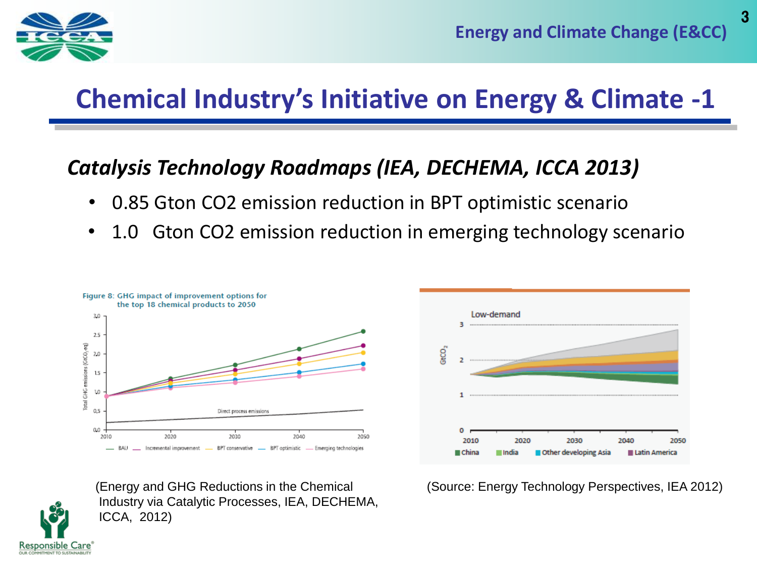# Chemical Industry's Initiative on Energy & Climate -1

## *Catalysis Technology Roadmaps (IEA, DECHEMA, ICCA 2013)*

- 0.85 Gton CO2 emission reduction in BPT optimistic scenario
- 1.0 Gton CO2 emission reduction in emerging technology scenario

Figure 8: GHG impact of improvement options for the top 18 chemical products to 2050

Total GHG emissions (GtCO$_2$-eq)

3,0
2,5
2,0
1,5
1,0
0,5
0,0

2010 2020 2030 2040 2050

Direct process emissions

— BAU — Incremental improvement — BPT conservative — BPT optimistic — Emerging technologies

(Energy and GHG Reductions in the Chemical Industry via Catalytic Processes, IEA, DECHEMA, ICCA, 2012)

Low-demand

GtCO$_2$

3
2
1
0

2010 2020 2030 2040 2050

China India Other developing Asia Latin America

(Source: Energy Technology Perspectives, IEA 2012)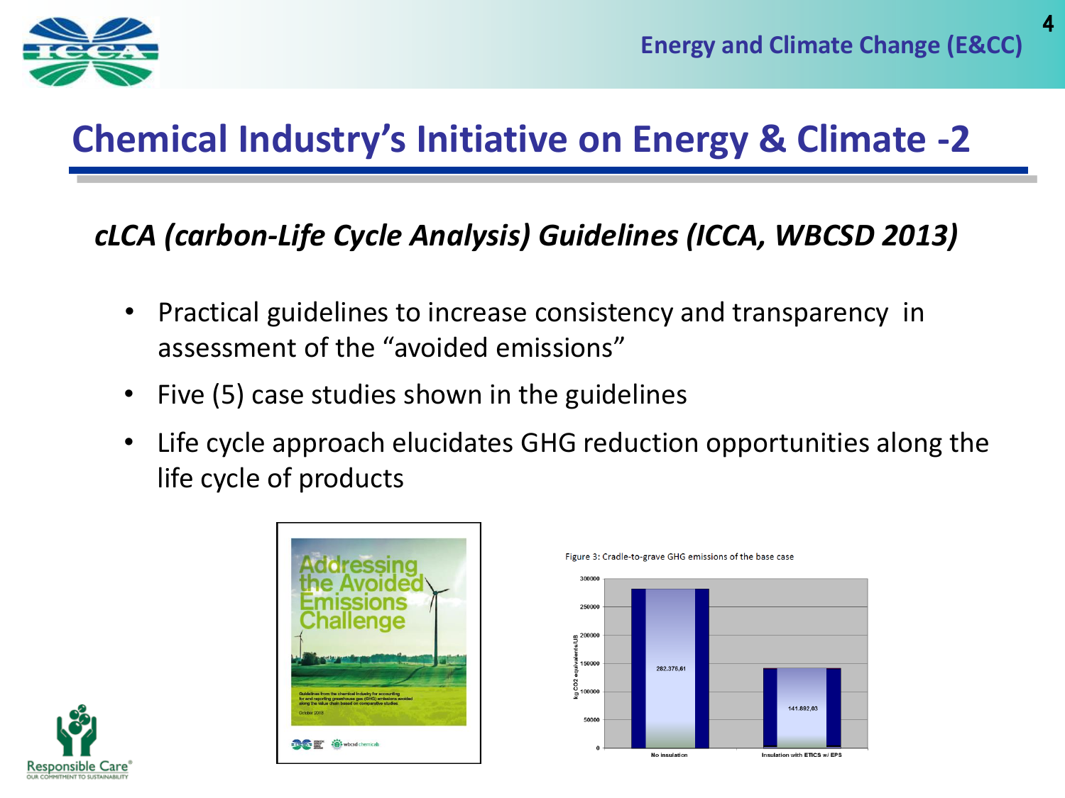# Chemical Industry's Initiative on Energy & Climate -2

## *cLCA (carbon-Life Cycle Analysis) Guidelines (ICCA, WBCSD 2013)*

- Practical guidelines to increase consistency and transparency in assessment of the "avoided emissions"
- Five (5) case studies shown in the guidelines
- Life cycle approach elucidates GHG reduction opportunities along the life cycle of products

Addressing the Avoided Emissions Challenge

Guidelines from the chemical industry for accounting for and reporting greenhouse gas (GHG) emissions avoided along the value chain based on comparative studies

October 2013

Figure 3: Cradle-to-grave GHG emissions of the base case

kg CO2 equivalents/UB

300000
250000
200000
150000
100000
50000
0

282.376,61

141.892,03

No insulation

Insulation with ETICS w/ EPS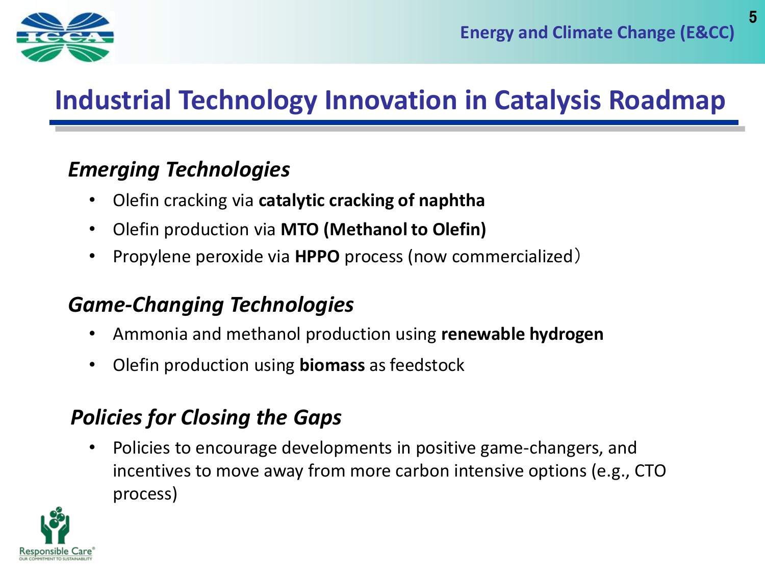# Industrial Technology Innovation in Catalysis Roadmap

## *Emerging Technologies*

- Olefin cracking via **catalytic cracking of naphtha**
- Olefin production via **MTO (Methanol to Olefin)**
- Propylene peroxide via **HPPO** process (now commercialized）

## *Game-Changing Technologies*

- Ammonia and methanol production using **renewable hydrogen**
- Olefin production using **biomass** as feedstock

## *Policies for Closing the Gaps*

- Policies to encourage developments in positive game-changers, and incentives to move away from more carbon intensive options (e.g., CTO process)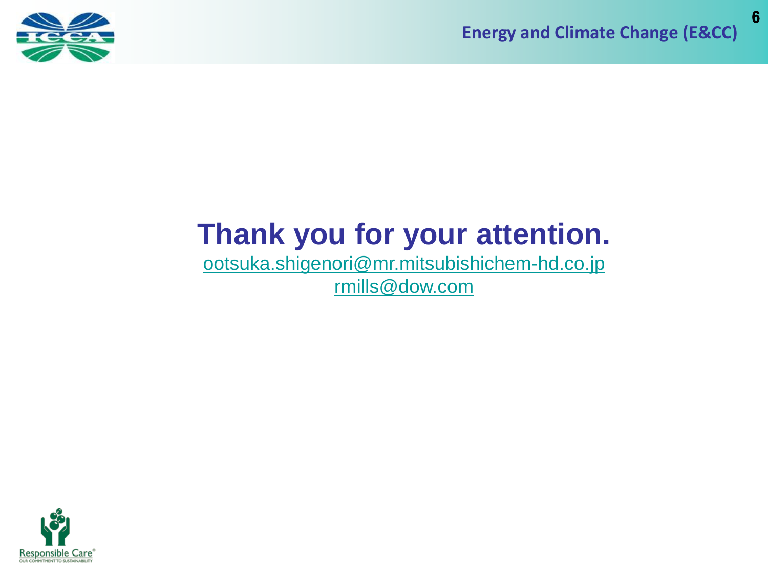# Thank you for your attention.

ootsuka.shigenori@mr.mitsubishichem-hd.co.jp

rmills@dow.com